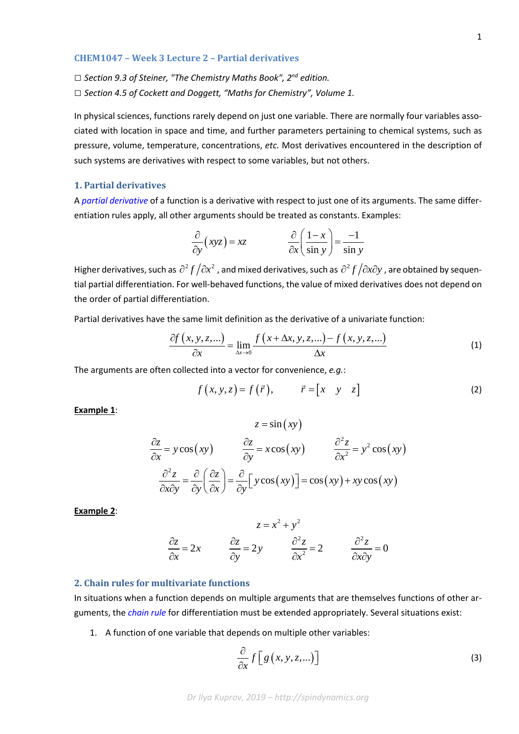## CHEM1047 – Week 3 Lecture 2 – Partial derivatives

☐ *Section 9.3 of Steiner, "The Chemistry Maths Book", 2nd edition.*

☐ *Section 4.5 of Cockett and Doggett, "Maths for Chemistry", Volume 1.*

In physical sciences, functions rarely depend on just one variable. There are normally four variables associated with location in space and time, and further parameters pertaining to chemical systems, such as pressure, volume, temperature, concentrations, *etc.* Most derivatives encountered in the description of such systems are derivatives with respect to some variables, but not others.

### 1. Partial derivatives

A *partial derivative* of a function is a derivative with respect to just one of its arguments. The same differentiation rules apply, all other arguments should be treated as constants. Examples:

$$\frac{\partial}{\partial y}(xyz) = xz \qquad \frac{\partial}{\partial x}\left(\frac{1-x}{\sin y}\right) = \frac{-1}{\sin y}$$

Higher derivatives, such as $\partial^2 f/\partial x^2$, and mixed derivatives, such as $\partial^2 f/\partial x \partial y$, are obtained by sequential partial differentiation. For well-behaved functions, the value of mixed derivatives does not depend on the order of partial differentiation.

Partial derivatives have the same limit definition as the derivative of a univariate function:

$$\frac{\partial f(x,y,z,\ldots)}{\partial x} = \lim_{\Delta x \to 0} \frac{f(x+\Delta x, y, z, \ldots) - f(x,y,z,\ldots)}{\Delta x} \tag{1}$$

The arguments are often collected into a vector for convenience, *e.g.*:

$$f(x,y,z) = f(\vec{r}), \qquad \vec{r} = \begin{bmatrix} x & y & z \end{bmatrix} \tag{2}$$

**Example 1**:

$$z = \sin(xy)$$

$$\frac{\partial z}{\partial x} = y\cos(xy) \qquad \frac{\partial z}{\partial y} = x\cos(xy) \qquad \frac{\partial^2 z}{\partial x^2} = y^2\cos(xy)$$

$$\frac{\partial^2 z}{\partial x \partial y} = \frac{\partial}{\partial y}\left(\frac{\partial z}{\partial x}\right) = \frac{\partial}{\partial y}\left[y\cos(xy)\right] = \cos(xy) + xy\cos(xy)$$

**Example 2**:

$$z = x^2 + y^2$$

$$\frac{\partial z}{\partial x} = 2x \qquad \frac{\partial z}{\partial y} = 2y \qquad \frac{\partial^2 z}{\partial x^2} = 2 \qquad \frac{\partial^2 z}{\partial x \partial y} = 0$$

### 2. Chain rules for multivariate functions

In situations when a function depends on multiple arguments that are themselves functions of other arguments, the *chain rule* for differentiation must be extended appropriately. Several situations exist:

1. A function of one variable that depends on multiple other variables:

$$\frac{\partial}{\partial x} f\left[g(x,y,z,\ldots)\right] \tag{3}$$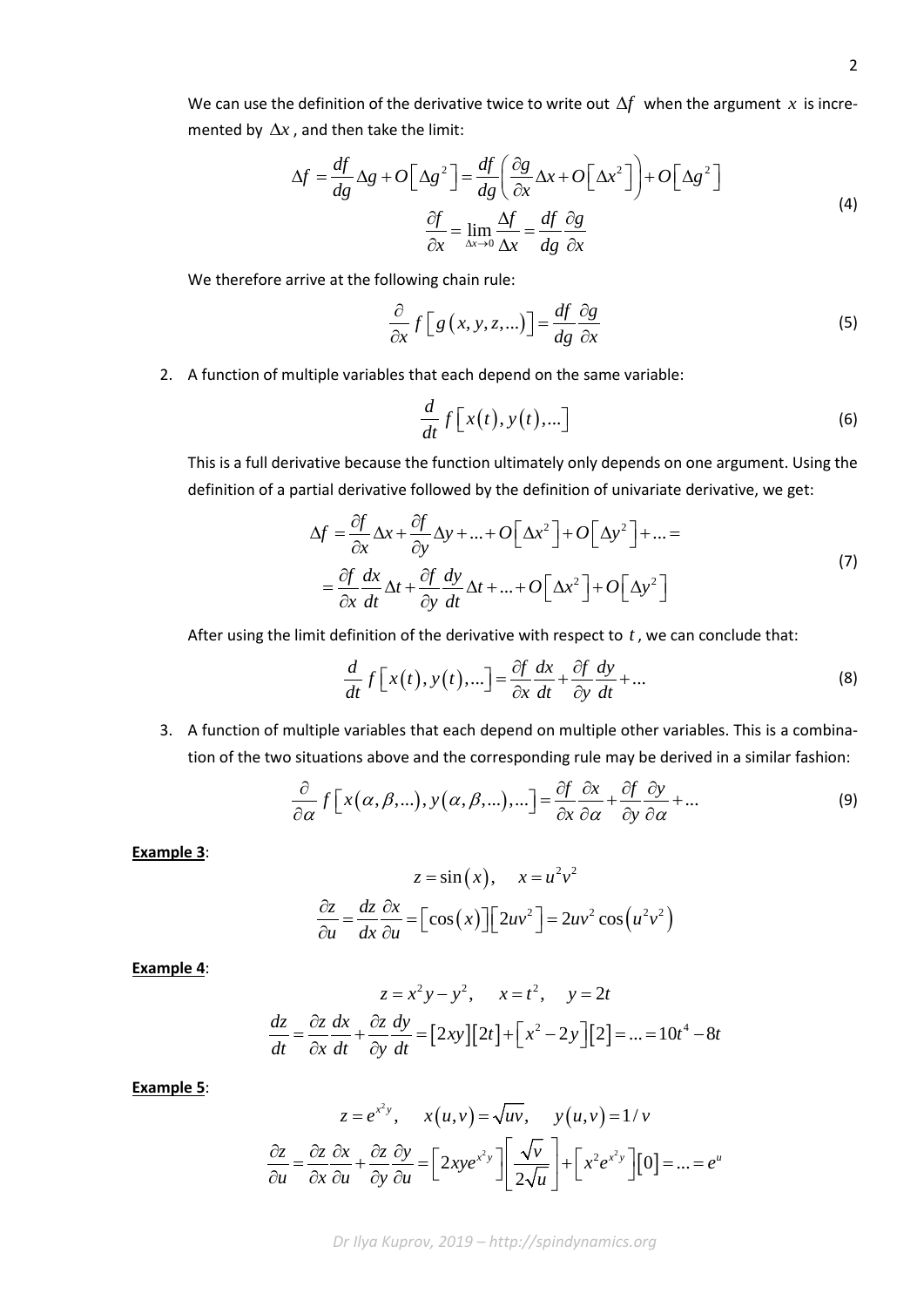We can use the definition of the derivative twice to write out $\Delta f$ when the argument $x$ is incremented by $\Delta x$, and then take the limit:

$$\Delta f = \frac{df}{dg}\Delta g + O\left[\Delta g^2\right] = \frac{df}{dg}\left(\frac{\partial g}{\partial x}\Delta x + O\left[\Delta x^2\right]\right) + O\left[\Delta g^2\right]$$

$$\frac{\partial f}{\partial x} = \lim_{\Delta x \to 0}\frac{\Delta f}{\Delta x} = \frac{df}{dg}\frac{\partial g}{\partial x} \tag{4}$$

We therefore arrive at the following chain rule:

$$\frac{\partial}{\partial x} f\left[g\left(x, y, z, ...\right)\right] = \frac{df}{dg}\frac{\partial g}{\partial x} \tag{5}$$

2. A function of multiple variables that each depend on the same variable:

$$\frac{d}{dt} f\left[x\left(t\right), y\left(t\right), ...\right] \tag{6}$$

This is a full derivative because the function ultimately only depends on one argument. Using the definition of a partial derivative followed by the definition of univariate derivative, we get:

$$\begin{aligned}\Delta f &= \frac{\partial f}{\partial x}\Delta x + \frac{\partial f}{\partial y}\Delta y + ... + O\left[\Delta x^2\right] + O\left[\Delta y^2\right] + ... = \\ &= \frac{\partial f}{\partial x}\frac{dx}{dt}\Delta t + \frac{\partial f}{\partial y}\frac{dy}{dt}\Delta t + ... + O\left[\Delta x^2\right] + O\left[\Delta y^2\right]\end{aligned} \tag{7}$$

After using the limit definition of the derivative with respect to $t$, we can conclude that:

$$\frac{d}{dt} f\left[x\left(t\right), y\left(t\right), ...\right] = \frac{\partial f}{\partial x}\frac{dx}{dt} + \frac{\partial f}{\partial y}\frac{dy}{dt} + ... \tag{8}$$

3. A function of multiple variables that each depend on multiple other variables. This is a combination of the two situations above and the corresponding rule may be derived in a similar fashion:

$$\frac{\partial}{\partial \alpha} f\left[x\left(\alpha, \beta, ...\right), y\left(\alpha, \beta, ...\right), ...\right] = \frac{\partial f}{\partial x}\frac{\partial x}{\partial \alpha} + \frac{\partial f}{\partial y}\frac{\partial y}{\partial \alpha} + ... \tag{9}$$

**Example 3**:

$$z = \sin\left(x\right), \quad x = u^2 v^2$$

$$\frac{\partial z}{\partial u} = \frac{dz}{dx}\frac{\partial x}{\partial u} = \left[\cos\left(x\right)\right]\left[2uv^2\right] = 2uv^2\cos\left(u^2 v^2\right)$$

**Example 4**:

$$z = x^2 y - y^2, \quad x = t^2, \quad y = 2t$$

$$\frac{dz}{dt} = \frac{\partial z}{\partial x}\frac{dx}{dt} + \frac{\partial z}{\partial y}\frac{dy}{dt} = \left[2xy\right]\left[2t\right] + \left[x^2 - 2y\right]\left[2\right] = ... = 10t^4 - 8t$$

**Example 5**:

$$z = e^{x^2 y}, \quad x\left(u, v\right) = \sqrt{uv}, \quad y\left(u, v\right) = 1/v$$

$$\frac{\partial z}{\partial u} = \frac{\partial z}{\partial x}\frac{\partial x}{\partial u} + \frac{\partial z}{\partial y}\frac{\partial y}{\partial u} = \left[2xye^{x^2 y}\right]\left[\frac{\sqrt{v}}{2\sqrt{u}}\right] + \left[x^2 e^{x^2 y}\right]\left[0\right] = ... = e^u$$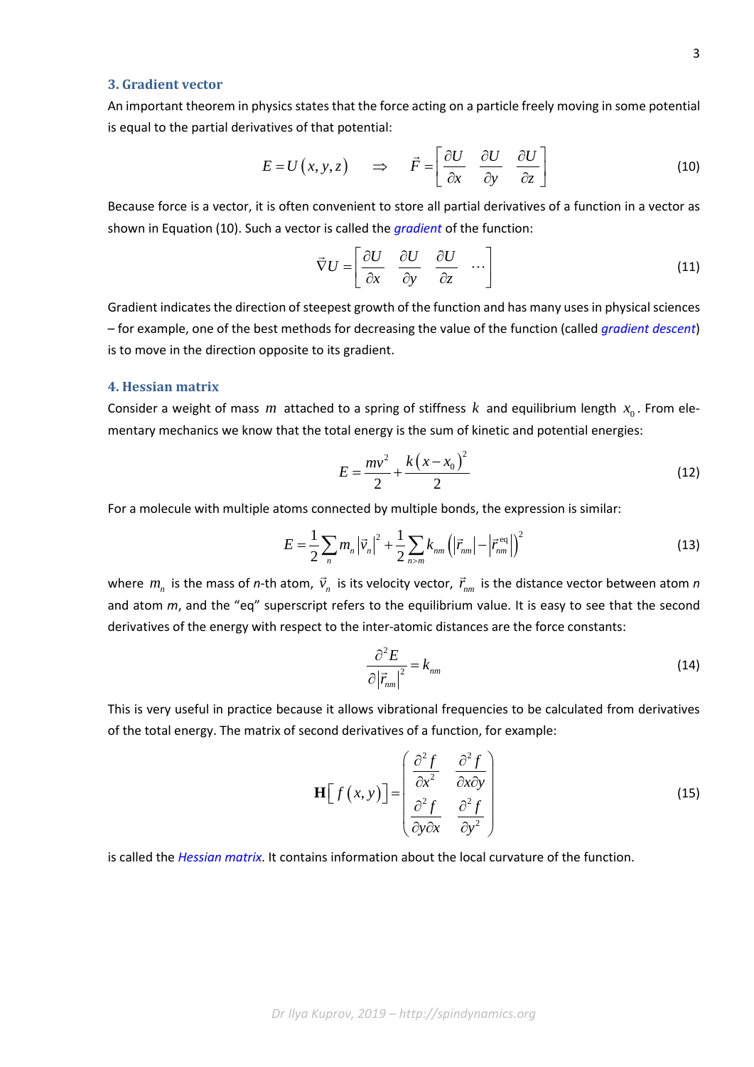### 3. Gradient vector

An important theorem in physics states that the force acting on a particle freely moving in some potential is equal to the partial derivatives of that potential:

$$E = U(x, y, z) \quad \Rightarrow \quad \vec{F} = \begin{bmatrix} \dfrac{\partial U}{\partial x} & \dfrac{\partial U}{\partial y} & \dfrac{\partial U}{\partial z} \end{bmatrix} \tag{10}$$

Because force is a vector, it is often convenient to store all partial derivatives of a function in a vector as shown in Equation (10). Such a vector is called the *gradient* of the function:

$$\vec{\nabla} U = \begin{bmatrix} \dfrac{\partial U}{\partial x} & \dfrac{\partial U}{\partial y} & \dfrac{\partial U}{\partial z} & \cdots \end{bmatrix} \tag{11}$$

Gradient indicates the direction of steepest growth of the function and has many uses in physical sciences – for example, one of the best methods for decreasing the value of the function (called *gradient descent*) is to move in the direction opposite to its gradient.

### 4. Hessian matrix

Consider a weight of mass $m$ attached to a spring of stiffness $k$ and equilibrium length $x_0$. From elementary mechanics we know that the total energy is the sum of kinetic and potential energies:

$$E = \frac{mv^2}{2} + \frac{k(x - x_0)^2}{2} \tag{12}$$

For a molecule with multiple atoms connected by multiple bonds, the expression is similar:

$$E = \frac{1}{2}\sum_n m_n \left|\vec{v}_n\right|^2 + \frac{1}{2}\sum_{n>m} k_{nm} \left(\left|\vec{r}_{nm}\right| - \left|\vec{r}_{nm}^{\,\mathrm{eq}}\right|\right)^2 \tag{13}$$

where $m_n$ is the mass of *n*-th atom, $\vec{v}_n$ is its velocity vector, $\vec{r}_{nm}$ is the distance vector between atom *n* and atom *m*, and the "eq" superscript refers to the equilibrium value. It is easy to see that the second derivatives of the energy with respect to the inter-atomic distances are the force constants:

$$\frac{\partial^2 E}{\partial \left|\vec{r}_{nm}\right|^2} = k_{nm} \tag{14}$$

This is very useful in practice because it allows vibrational frequencies to be calculated from derivatives of the total energy. The matrix of second derivatives of a function, for example:

$$\mathbf{H}\left[f(x, y)\right] = \begin{pmatrix} \dfrac{\partial^2 f}{\partial x^2} & \dfrac{\partial^2 f}{\partial x \partial y} \\ \dfrac{\partial^2 f}{\partial y \partial x} & \dfrac{\partial^2 f}{\partial y^2} \end{pmatrix} \tag{15}$$

is called the *Hessian matrix*. It contains information about the local curvature of the function.